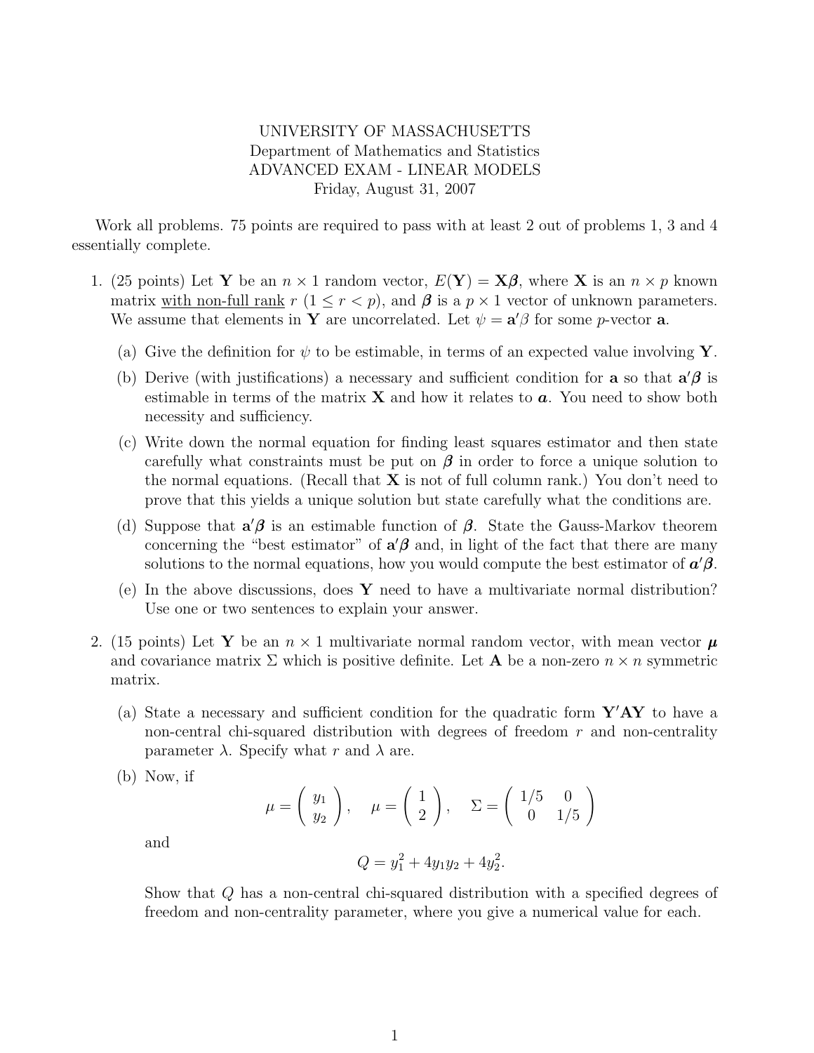UNIVERSITY OF MASSACHUSETTS
Department of Mathematics and Statistics
ADVANCED EXAM - LINEAR MODELS
Friday, August 31, 2007

Work all problems. 75 points are required to pass with at least 2 out of problems 1, 3 and 4 essentially complete.

1. (25 points) Let $\mathbf{Y}$ be an $n \times 1$ random vector, $E(\mathbf{Y}) = \mathbf{X}\boldsymbol{\beta}$, where $\mathbf{X}$ is an $n \times p$ known matrix <u>with non-full rank</u> $r$ $(1 \leq r < p)$, and $\boldsymbol{\beta}$ is a $p \times 1$ vector of unknown parameters. We assume that elements in $\mathbf{Y}$ are uncorrelated. Let $\psi = \mathbf{a}'\beta$ for some $p$-vector $\mathbf{a}$.

   (a) Give the definition for $\psi$ to be estimable, in terms of an expected value involving $\mathbf{Y}$.

   (b) Derive (with justifications) a necessary and sufficient condition for $\mathbf{a}$ so that $\mathbf{a}'\boldsymbol{\beta}$ is estimable in terms of the matrix $\mathbf{X}$ and how it relates to $\boldsymbol{a}$. You need to show both necessity and sufficiency.

   (c) Write down the normal equation for finding least squares estimator and then state carefully what constraints must be put on $\boldsymbol{\beta}$ in order to force a unique solution to the normal equations. (Recall that $\mathbf{X}$ is not of full column rank.) You don't need to prove that this yields a unique solution but state carefully what the conditions are.

   (d) Suppose that $\mathbf{a}'\boldsymbol{\beta}$ is an estimable function of $\boldsymbol{\beta}$. State the Gauss-Markov theorem concerning the "best estimator" of $\mathbf{a}'\boldsymbol{\beta}$ and, in light of the fact that there are many solutions to the normal equations, how you would compute the best estimator of $\boldsymbol{a}'\boldsymbol{\beta}$.

   (e) In the above discussions, does $\mathbf{Y}$ need to have a multivariate normal distribution? Use one or two sentences to explain your answer.

2. (15 points) Let $\mathbf{Y}$ be an $n \times 1$ multivariate normal random vector, with mean vector $\boldsymbol{\mu}$ and covariance matrix $\Sigma$ which is positive definite. Let $\mathbf{A}$ be a non-zero $n \times n$ symmetric matrix.

   (a) State a necessary and sufficient condition for the quadratic form $\mathbf{Y}'\mathbf{A}\mathbf{Y}$ to have a non-central chi-squared distribution with degrees of freedom $r$ and non-centrality parameter $\lambda$. Specify what $r$ and $\lambda$ are.

   (b) Now, if

$$\mu = \begin{pmatrix} y_1 \\ y_2 \end{pmatrix}, \quad \mu = \begin{pmatrix} 1 \\ 2 \end{pmatrix}, \quad \Sigma = \begin{pmatrix} 1/5 & 0 \\ 0 & 1/5 \end{pmatrix}$$

   and

$$Q = y_1^2 + 4y_1y_2 + 4y_2^2.$$

   Show that $Q$ has a non-central chi-squared distribution with a specified degrees of freedom and non-centrality parameter, where you give a numerical value for each.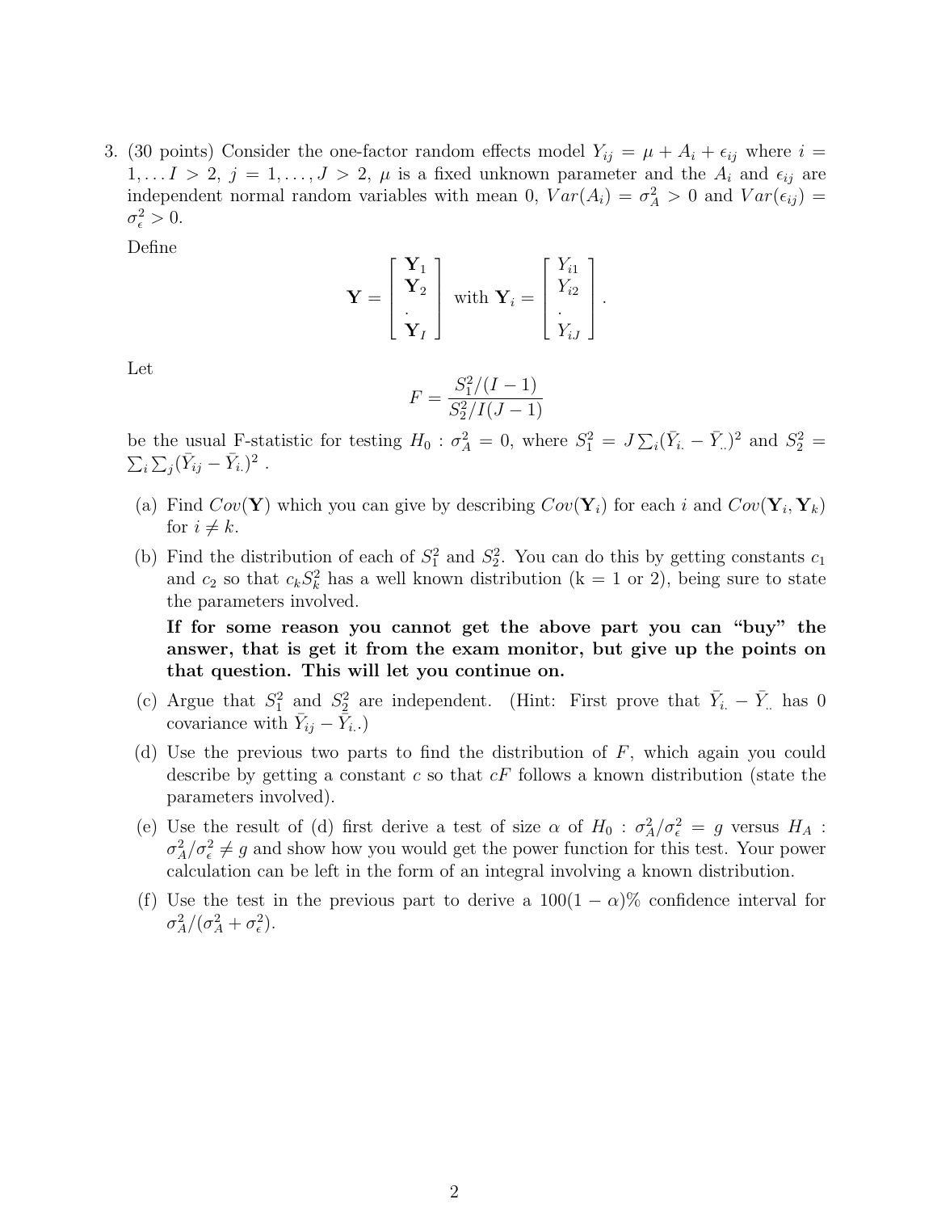3. (30 points) Consider the one-factor random effects model $Y_{ij} = \mu + A_i + \epsilon_{ij}$ where $i = 1, \ldots I > 2$, $j = 1, \ldots, J > 2$, $\mu$ is a fixed unknown parameter and the $A_i$ and $\epsilon_{ij}$ are independent normal random variables with mean 0, $Var(A_i) = \sigma_A^2 > 0$ and $Var(\epsilon_{ij}) = \sigma_\epsilon^2 > 0$.

   Define

$$\mathbf{Y} = \begin{bmatrix} \mathbf{Y}_1 \\ \mathbf{Y}_2 \\ . \\ \mathbf{Y}_I \end{bmatrix} \text{ with } \mathbf{Y}_i = \begin{bmatrix} Y_{i1} \\ Y_{i2} \\ . \\ Y_{iJ} \end{bmatrix}.$$

   Let

$$F = \frac{S_1^2/(I-1)}{S_2^2/I(J-1)}$$

   be the usual F-statistic for testing $H_0 : \sigma_A^2 = 0$, where $S_1^2 = J \sum_i (\bar{Y}_{i.} - \bar{Y}_{..})^2$ and $S_2^2 = \sum_i \sum_j (\bar{Y}_{ij} - \bar{Y}_{i.})^2$ .

   (a) Find $Cov(\mathbf{Y})$ which you can give by describing $Cov(\mathbf{Y}_i)$ for each $i$ and $Cov(\mathbf{Y}_i, \mathbf{Y}_k)$ for $i \neq k$.

   (b) Find the distribution of each of $S_1^2$ and $S_2^2$. You can do this by getting constants $c_1$ and $c_2$ so that $c_k S_k^2$ has a well known distribution (k = 1 or 2), being sure to state the parameters involved.

   **If for some reason you cannot get the above part you can "buy" the answer, that is get it from the exam monitor, but give up the points on that question. This will let you continue on.**

   (c) Argue that $S_1^2$ and $S_2^2$ are independent. (Hint: First prove that $\bar{Y}_{i.} - \bar{Y}_{..}$ has 0 covariance with $\bar{Y}_{ij} - \bar{Y}_{i.}$.)

   (d) Use the previous two parts to find the distribution of $F$, which again you could describe by getting a constant $c$ so that $cF$ follows a known distribution (state the parameters involved).

   (e) Use the result of (d) first derive a test of size $\alpha$ of $H_0 : \sigma_A^2/\sigma_\epsilon^2 = g$ versus $H_A : \sigma_A^2/\sigma_\epsilon^2 \neq g$ and show how you would get the power function for this test. Your power calculation can be left in the form of an integral involving a known distribution.

   (f) Use the test in the previous part to derive a $100(1-\alpha)\%$ confidence interval for $\sigma_A^2/(\sigma_A^2 + \sigma_\epsilon^2)$.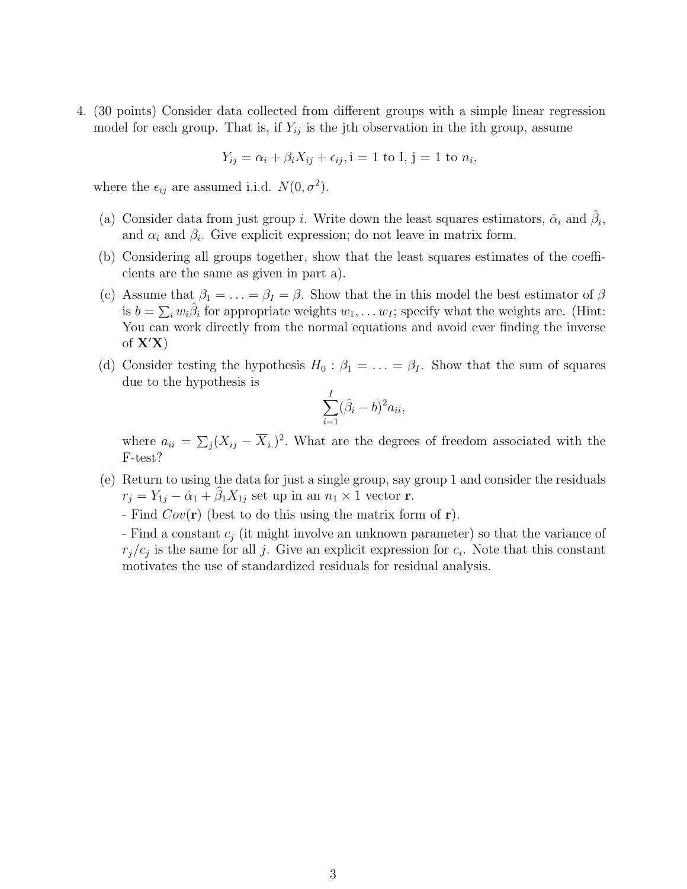4. (30 points) Consider data collected from different groups with a simple linear regression model for each group. That is, if $Y_{ij}$ is the jth observation in the ith group, assume

$$Y_{ij} = \alpha_i + \beta_i X_{ij} + \epsilon_{ij}, \text{i} = 1 \text{ to I, j} = 1 \text{ to } n_i,$$

where the $\epsilon_{ij}$ are assumed i.i.d. $N(0, \sigma^2)$.

(a) Consider data from just group $i$. Write down the least squares estimators, $\hat{\alpha}_i$ and $\hat{\beta}_i$, and $\alpha_i$ and $\beta_i$. Give explicit expression; do not leave in matrix form.

(b) Considering all groups together, show that the least squares estimates of the coefficients are the same as given in part a).

(c) Assume that $\beta_1 = \ldots = \beta_I = \beta$. Show that the in this model the best estimator of $\beta$ is $b = \sum_i w_i \hat{\beta}_i$ for appropriate weights $w_1, \ldots w_I$; specify what the weights are. (Hint: You can work directly from the normal equations and avoid ever finding the inverse of $\mathbf{X}'\mathbf{X}$)

(d) Consider testing the hypothesis $H_0 : \beta_1 = \ldots = \beta_I$. Show that the sum of squares due to the hypothesis is

$$\sum_{i=1}^{I} (\hat{\beta}_i - b)^2 a_{ii},$$

where $a_{ii} = \sum_j (X_{ij} - \overline{X}_{i.})^2$. What are the degrees of freedom associated with the F-test?

(e) Return to using the data for just a single group, say group 1 and consider the residuals $r_j = Y_{1j} - \hat{\alpha}_1 + \widehat{\beta}_1 X_{1j}$ set up in an $n_1 \times 1$ vector $\mathbf{r}$.

- Find $Cov(\mathbf{r})$ (best to do this using the matrix form of $\mathbf{r}$).
- Find a constant $c_j$ (it might involve an unknown parameter) so that the variance of $r_j/c_j$ is the same for all $j$. Give an explicit expression for $c_i$. Note that this constant motivates the use of standardized residuals for residual analysis.